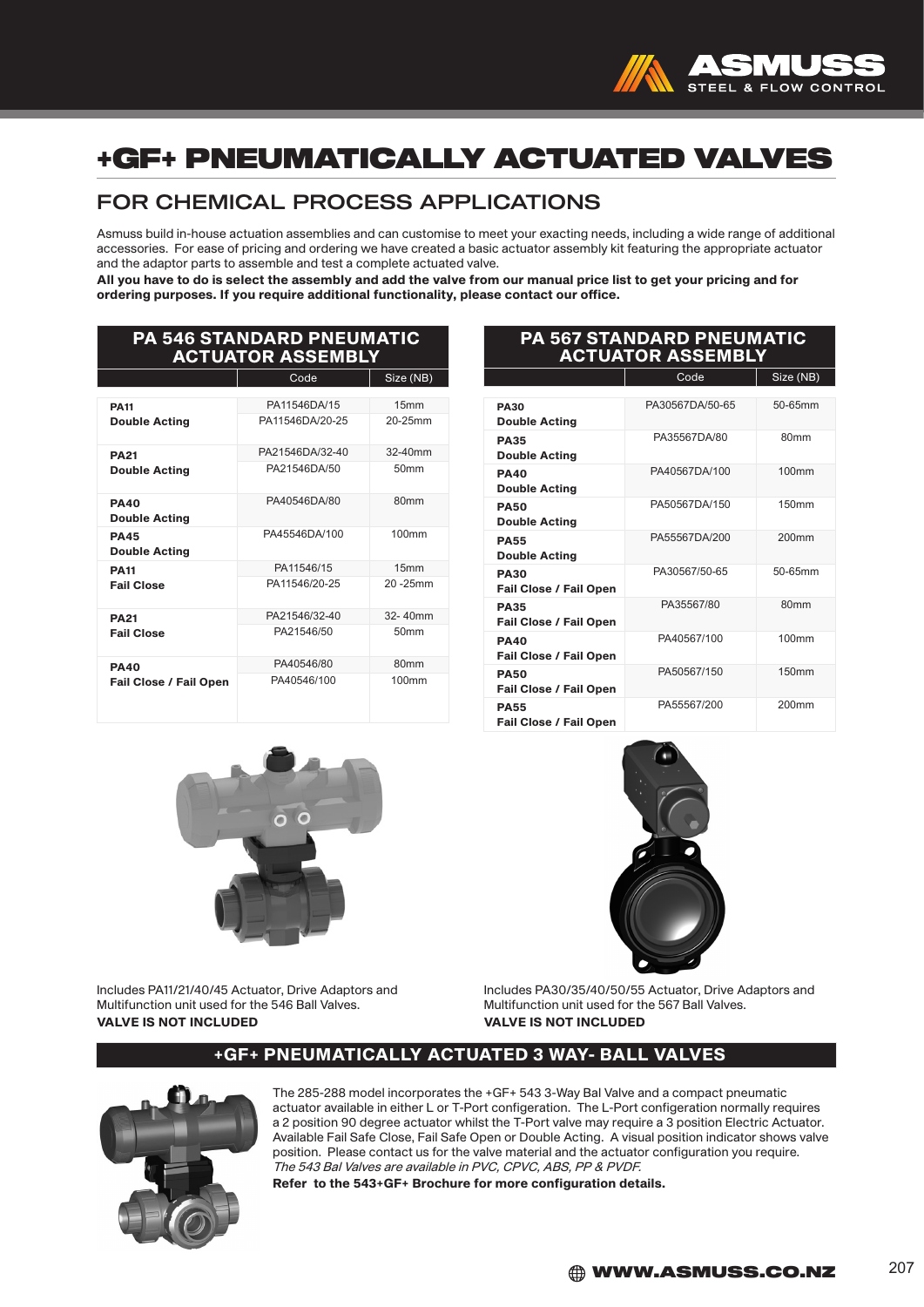# +GF+ PNEUMATICALLY ACTUATED VALVES

## FOR CHEMICAL PROCESS APPLICATIONS

Asmuss build in-house actuation assemblies and can customise to meet your exacting needs, including a wide range of additional accessories. For ease of pricing and ordering we have created a basic actuator assembly kit featuring the appropriate actuator and the adaptor parts to assemble and test a complete actuated valve.

**All you have to do is select the assembly and add the valve from our manual price list to get your pricing and for ordering purposes. If you require additional functionality, please contact our office.**

### PA 546 STANDARD PNEUMATIC ACTUATOR ASSEMBLY

| | Code | Size (NB) |
|---|---|---|
| **PA11 Double Acting** | PA11546DA/15 | 15mm |
| | PA11546DA/20-25 | 20-25mm |
| **PA21 Double Acting** | PA21546DA/32-40 | 32-40mm |
| | PA21546DA/50 | 50mm |
| **PA40 Double Acting** | PA40546DA/80 | 80mm |
| **PA45 Double Acting** | PA45546DA/100 | 100mm |
| **PA11 Fail Close** | PA11546/15 | 15mm |
| | PA11546/20-25 | 20 -25mm |
| **PA21 Fail Close** | PA21546/32-40 | 32- 40mm |
| | PA21546/50 | 50mm |
| **PA40 Fail Close / Fail Open** | PA40546/80 | 80mm |
| | PA40546/100 | 100mm |

Includes PA11/21/40/45 Actuator, Drive Adaptors and Multifunction unit used for the 546 Ball Valves.
**VALVE IS NOT INCLUDED**

### PA 567 STANDARD PNEUMATIC ACTUATOR ASSEMBLY

| | Code | Size (NB) |
|---|---|---|
| **PA30 Double Acting** | PA30567DA/50-65 | 50-65mm |
| **PA35 Double Acting** | PA35567DA/80 | 80mm |
| **PA40 Double Acting** | PA40567DA/100 | 100mm |
| **PA50 Double Acting** | PA50567DA/150 | 150mm |
| **PA55 Double Acting** | PA55567DA/200 | 200mm |
| **PA30 Fail Close / Fail Open** | PA30567/50-65 | 50-65mm |
| **PA35 Fail Close / Fail Open** | PA35567/80 | 80mm |
| **PA40 Fail Close / Fail Open** | PA40567/100 | 100mm |
| **PA50 Fail Close / Fail Open** | PA50567/150 | 150mm |
| **PA55 Fail Close / Fail Open** | PA55567/200 | 200mm |

Includes PA30/35/40/50/55 Actuator, Drive Adaptors and Multifunction unit used for the 567 Ball Valves.
**VALVE IS NOT INCLUDED**

### +GF+ PNEUMATICALLY ACTUATED 3 WAY- BALL VALVES

The 285-288 model incorporates the +GF+ 543 3-Way Bal Valve and a compact pneumatic actuator available in either L or T-Port configeration. The L-Port configeration normally requires a 2 position 90 degree actuator whilst the T-Port valve may require a 3 position Electric Actuator. Available Fail Safe Close, Fail Safe Open or Double Acting. A visual position indicator shows valve position. Please contact us for the valve material and the actuator configuration you require.
*The 543 Bal Valves are available in PVC, CPVC, ABS, PP & PVDF.*
**Refer to the 543+GF+ Brochure for more configuration details.**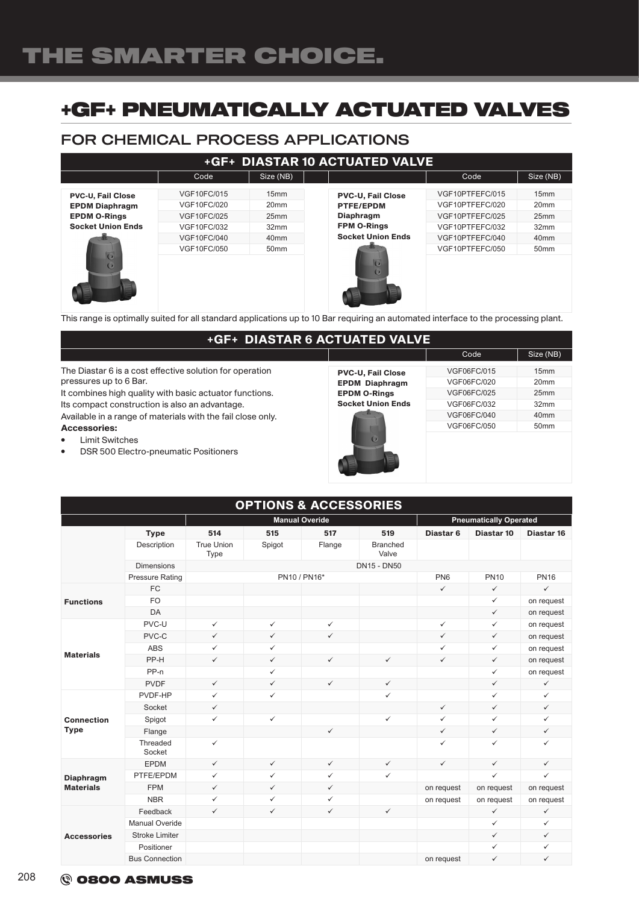# THE SMARTER CHOICE.

# +GF+ PNEUMATICALLY ACTUATED VALVES

## FOR CHEMICAL PROCESS APPLICATIONS

### +GF+ DIASTAR 10 ACTUATED VALVE

| | Code | Size (NB) |
|---|---|---|
| **PVC-U, Fail Close EPDM Diaphragm EPDM O-Rings Socket Union Ends** | VGF10FC/015 | 15mm |
| | VGF10FC/020 | 20mm |
| | VGF10FC/025 | 25mm |
| | VGF10FC/032 | 32mm |
| | VGF10FC/040 | 40mm |
| | VGF10FC/050 | 50mm |

| | Code | Size (NB) |
|---|---|---|
| **PVC-U, Fail Close PTFE/EPDM Diaphragm FPM O-Rings Socket Union Ends** | VGF10PTFEFC/015 | 15mm |
| | VGF10PTFEFC/020 | 20mm |
| | VGF10PTFEFC/025 | 25mm |
| | VGF10PTFEFC/032 | 32mm |
| | VGF10PTFEFC/040 | 40mm |
| | VGF10PTFEFC/050 | 50mm |

This range is optimally suited for all standard applications up to 10 Bar requiring an automated interface to the processing plant.

### +GF+ DIASTAR 6 ACTUATED VALVE

The Diastar 6 is a cost effective solution for operation pressures up to 6 Bar.

It combines high quality with basic actuator functions.

Its compact construction is also an advantage.

Available in a range of materials with the fail close only.

**Accessories:**

- Limit Switches
- DSR 500 Electro-pneumatic Positioners

| | Code | Size (NB) |
|---|---|---|
| **PVC-U, Fail Close EPDM Diaphragm EPDM O-Rings Socket Union Ends** | VGF06FC/015 | 15mm |
| | VGF06FC/020 | 20mm |
| | VGF06FC/025 | 25mm |
| | VGF06FC/032 | 32mm |
| | VGF06FC/040 | 40mm |
| | VGF06FC/050 | 50mm |

### OPTIONS & ACCESSORIES

| | | Manual Overide | | | | Pneumatically Operated | | |
|---|---|---|---|---|---|---|---|---|
| | **Type** | **514** | **515** | **517** | **519** | **Diastar 6** | **Diastar 10** | **Diastar 16** |
| | Description | True Union Type | Spigot | Flange | Branched Valve | | | |
| | Dimensions | DN15 - DN50 | | | | | | |
| | Pressure Rating | PN10 / PN16* | | | | PN6 | PN10 | PN16 |
| **Functions** | FC | | | | | ✓ | ✓ | ✓ |
| | FO | | | | | | ✓ | on request |
| | DA | | | | | | ✓ | on request |
| **Materials** | PVC-U | ✓ | ✓ | ✓ | | ✓ | ✓ | on request |
| | PVC-C | ✓ | ✓ | ✓ | | ✓ | ✓ | on request |
| | ABS | ✓ | ✓ | | | ✓ | ✓ | on request |
| | PP-H | ✓ | ✓ | ✓ | ✓ | ✓ | ✓ | on request |
| | PP-n | | ✓ | | | | ✓ | on request |
| | PVDF | ✓ | ✓ | ✓ | ✓ | | ✓ | ✓ |
| **Connection Type** | PVDF-HP | ✓ | ✓ | | ✓ | | ✓ | ✓ |
| | Socket | ✓ | | | | ✓ | ✓ | ✓ |
| | Spigot | ✓ | ✓ | | ✓ | ✓ | ✓ | ✓ |
| | Flange | | | ✓ | | ✓ | ✓ | ✓ |
| | Threaded Socket | ✓ | | | | ✓ | ✓ | ✓ |
| **Diaphragm Materials** | EPDM | ✓ | ✓ | ✓ | ✓ | ✓ | ✓ | ✓ |
| | PTFE/EPDM | ✓ | ✓ | ✓ | ✓ | | ✓ | ✓ |
| | FPM | ✓ | ✓ | ✓ | | on request | on request | on request |
| | NBR | ✓ | ✓ | ✓ | | on request | on request | on request |
| **Accessories** | Feedback | ✓ | ✓ | ✓ | ✓ | | ✓ | ✓ |
| | Manual Overide | | | | | | ✓ | ✓ |
| | Stroke Limiter | | | | | | ✓ | ✓ |
| | Positioner | | | | | | ✓ | ✓ |
| | Bus Connection | | | | | on request | ✓ | ✓ |

0800 ASMUSS